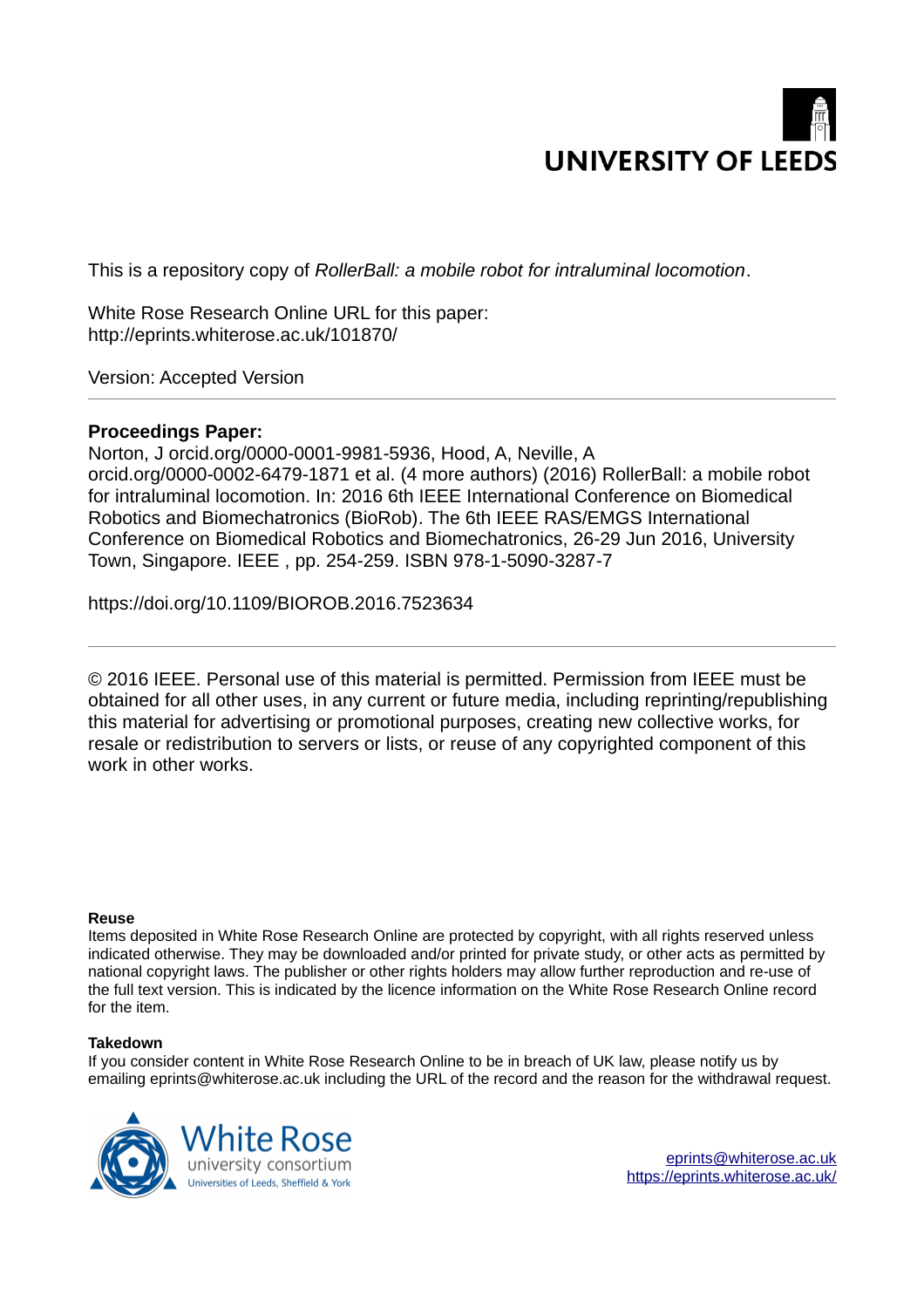UNIVERSITY OF LEEDS

This is a repository copy of *RollerBall: a mobile robot for intraluminal locomotion*.

White Rose Research Online URL for this paper:
http://eprints.whiterose.ac.uk/101870/

Version: Accepted Version

---

**Proceedings Paper:**

Norton, J orcid.org/0000-0001-9981-5936, Hood, A, Neville, A orcid.org/0000-0002-6479-1871 et al. (4 more authors) (2016) RollerBall: a mobile robot for intraluminal locomotion. In: 2016 6th IEEE International Conference on Biomedical Robotics and Biomechatronics (BioRob). The 6th IEEE RAS/EMGS International Conference on Biomedical Robotics and Biomechatronics, 26-29 Jun 2016, University Town, Singapore. IEEE , pp. 254-259. ISBN 978-1-5090-3287-7

https://doi.org/10.1109/BIOROB.2016.7523634

---

© 2016 IEEE. Personal use of this material is permitted. Permission from IEEE must be obtained for all other uses, in any current or future media, including reprinting/republishing this material for advertising or promotional purposes, creating new collective works, for resale or redistribution to servers or lists, or reuse of any copyrighted component of this work in other works.

**Reuse**

Items deposited in White Rose Research Online are protected by copyright, with all rights reserved unless indicated otherwise. They may be downloaded and/or printed for private study, or other acts as permitted by national copyright laws. The publisher or other rights holders may allow further reproduction and re-use of the full text version. This is indicated by the licence information on the White Rose Research Online record for the item.

**Takedown**

If you consider content in White Rose Research Online to be in breach of UK law, please notify us by emailing eprints@whiterose.ac.uk including the URL of the record and the reason for the withdrawal request.

White Rose university consortium
Universities of Leeds, Sheffield & York

eprints@whiterose.ac.uk
https://eprints.whiterose.ac.uk/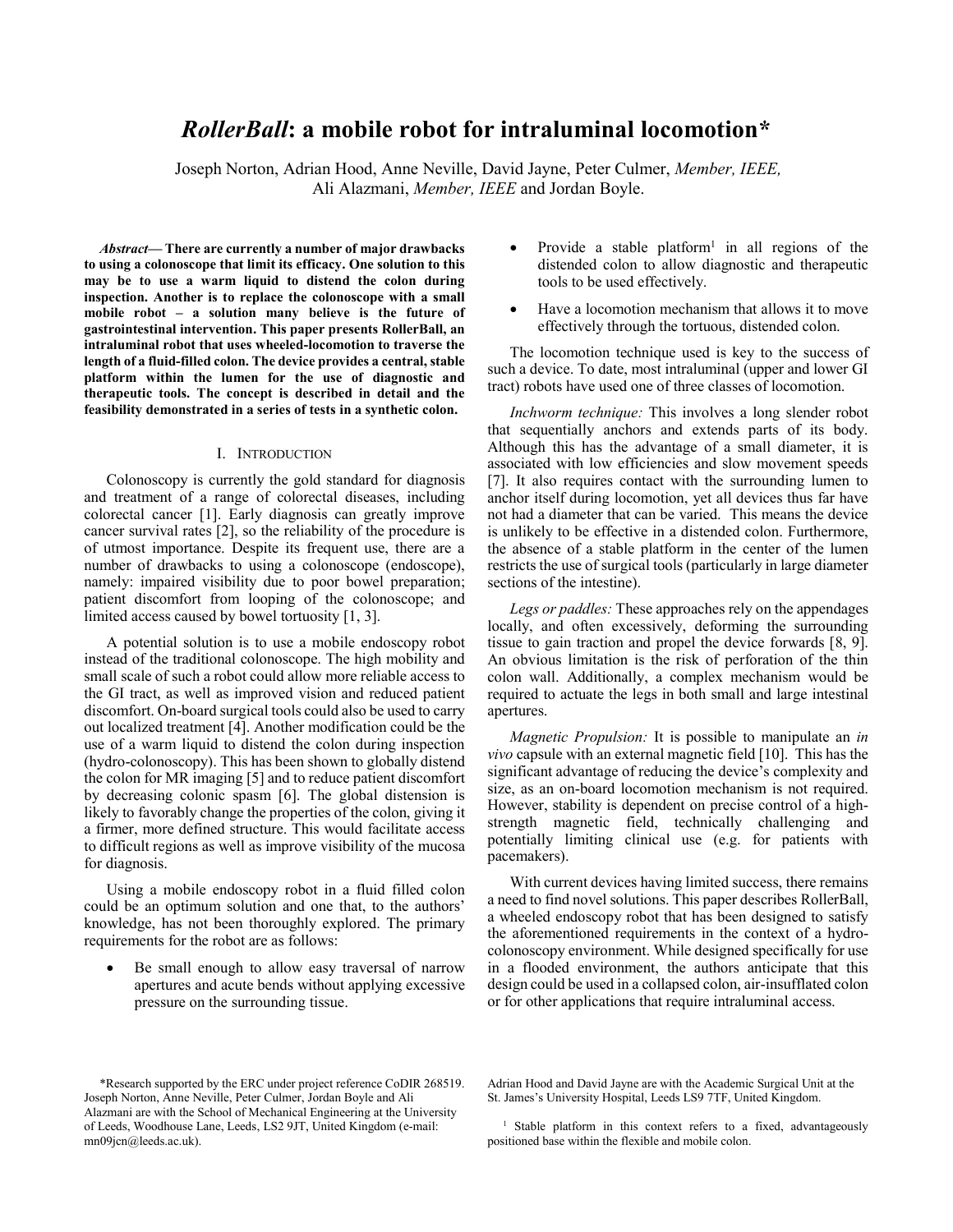# *RollerBall*: a mobile robot for intraluminal locomotion*

Joseph Norton, Adrian Hood, Anne Neville, David Jayne, Peter Culmer, *Member, IEEE,* Ali Alazmani, *Member, IEEE* and Jordan Boyle.

***Abstract*— There are currently a number of major drawbacks to using a colonoscope that limit its efficacy. One solution to this may be to use a warm liquid to distend the colon during inspection. Another is to replace the colonoscope with a small mobile robot – a solution many believe is the future of gastrointestinal intervention. This paper presents RollerBall, an intraluminal robot that uses wheeled-locomotion to traverse the length of a fluid-filled colon. The device provides a central, stable platform within the lumen for the use of diagnostic and therapeutic tools. The concept is described in detail and the feasibility demonstrated in a series of tests in a synthetic colon.**

## I. Introduction

Colonoscopy is currently the gold standard for diagnosis and treatment of a range of colorectal diseases, including colorectal cancer [1]. Early diagnosis can greatly improve cancer survival rates [2], so the reliability of the procedure is of utmost importance. Despite its frequent use, there are a number of drawbacks to using a colonoscope (endoscope), namely: impaired visibility due to poor bowel preparation; patient discomfort from looping of the colonoscope; and limited access caused by bowel tortuosity [1, 3].

A potential solution is to use a mobile endoscopy robot instead of the traditional colonoscope. The high mobility and small scale of such a robot could allow more reliable access to the GI tract, as well as improved vision and reduced patient discomfort. On-board surgical tools could also be used to carry out localized treatment [4]. Another modification could be the use of a warm liquid to distend the colon during inspection (hydro-colonoscopy). This has been shown to globally distend the colon for MR imaging [5] and to reduce patient discomfort by decreasing colonic spasm [6]. The global distension is likely to favorably change the properties of the colon, giving it a firmer, more defined structure. This would facilitate access to difficult regions as well as improve visibility of the mucosa for diagnosis.

Using a mobile endoscopy robot in a fluid filled colon could be an optimum solution and one that, to the authors' knowledge, has not been thoroughly explored. The primary requirements for the robot are as follows:

- Be small enough to allow easy traversal of narrow apertures and acute bends without applying excessive pressure on the surrounding tissue.
- Provide a stable platform[1] in all regions of the distended colon to allow diagnostic and therapeutic tools to be used effectively.
- Have a locomotion mechanism that allows it to move effectively through the tortuous, distended colon.

The locomotion technique used is key to the success of such a device. To date, most intraluminal (upper and lower GI tract) robots have used one of three classes of locomotion.

*Inchworm technique:* This involves a long slender robot that sequentially anchors and extends parts of its body. Although this has the advantage of a small diameter, it is associated with low efficiencies and slow movement speeds [7]. It also requires contact with the surrounding lumen to anchor itself during locomotion, yet all devices thus far have not had a diameter that can be varied. This means the device is unlikely to be effective in a distended colon. Furthermore, the absence of a stable platform in the center of the lumen restricts the use of surgical tools (particularly in large diameter sections of the intestine).

*Legs or paddles:* These approaches rely on the appendages locally, and often excessively, deforming the surrounding tissue to gain traction and propel the device forwards [8, 9]. An obvious limitation is the risk of perforation of the thin colon wall. Additionally, a complex mechanism would be required to actuate the legs in both small and large intestinal apertures.

*Magnetic Propulsion:* It is possible to manipulate an *in vivo* capsule with an external magnetic field [10]. This has the significant advantage of reducing the device's complexity and size, as an on-board locomotion mechanism is not required. However, stability is dependent on precise control of a high-strength magnetic field, technically challenging and potentially limiting clinical use (e.g. for patients with pacemakers).

With current devices having limited success, there remains a need to find novel solutions. This paper describes RollerBall, a wheeled endoscopy robot that has been designed to satisfy the aforementioned requirements in the context of a hydro-colonoscopy environment. While designed specifically for use in a flooded environment, the authors anticipate that this design could be used in a collapsed colon, air-insufflated colon or for other applications that require intraluminal access.

---

*Research supported by the ERC under project reference CoDIR 268519.

Joseph Norton, Anne Neville, Peter Culmer, Jordan Boyle and Ali Alazmani are with the School of Mechanical Engineering at the University of Leeds, Woodhouse Lane, Leeds, LS2 9JT, United Kingdom (e-mail: mn09jcn@leeds.ac.uk).

Adrian Hood and David Jayne are with the Academic Surgical Unit at the St. James's University Hospital, Leeds LS9 7TF, United Kingdom.

[1] Stable platform in this context refers to a fixed, advantageously positioned base within the flexible and mobile colon.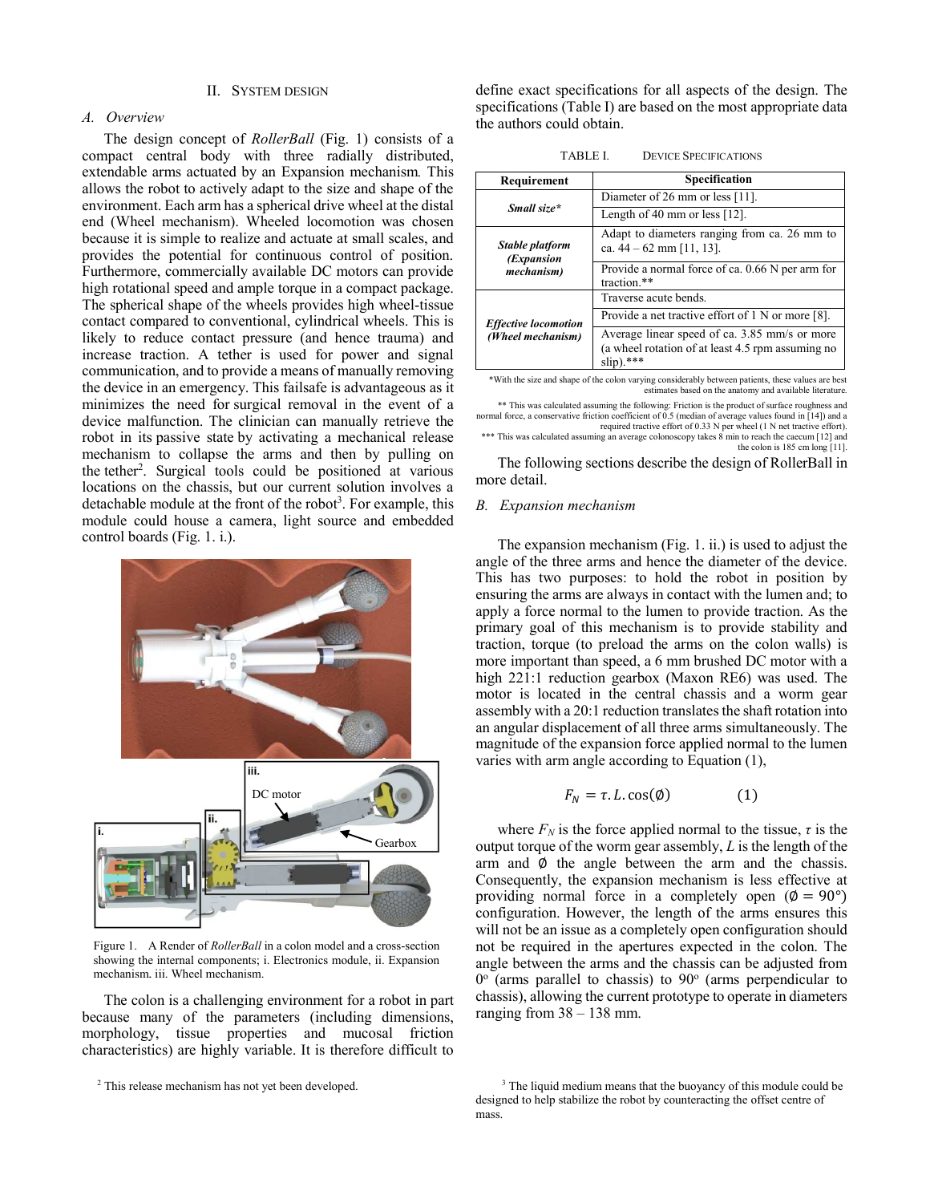## II. SYSTEM DESIGN

### A. Overview

The design concept of *RollerBall* (Fig. 1) consists of a compact central body with three radially distributed, extendable arms actuated by an Expansion mechanism. This allows the robot to actively adapt to the size and shape of the environment. Each arm has a spherical drive wheel at the distal end (Wheel mechanism). Wheeled locomotion was chosen because it is simple to realize and actuate at small scales, and provides the potential for continuous control of position. Furthermore, commercially available DC motors can provide high rotational speed and ample torque in a compact package. The spherical shape of the wheels provides high wheel-tissue contact compared to conventional, cylindrical wheels. This is likely to reduce contact pressure (and hence trauma) and increase traction. A tether is used for power and signal communication, and to provide a means of manually removing the device in an emergency. This failsafe is advantageous as it minimizes the need for surgical removal in the event of a device malfunction. The clinician can manually retrieve the robot in its passive state by activating a mechanical release mechanism to collapse the arms and then by pulling on the tether[2]. Surgical tools could be positioned at various locations on the chassis, but our current solution involves a detachable module at the front of the robot[3]. For example, this module could house a camera, light source and embedded control boards (Fig. 1. i.).

Figure 1. A Render of *RollerBall* in a colon model and a cross-section showing the internal components; i. Electronics module, ii. Expansion mechanism. iii. Wheel mechanism.

The colon is a challenging environment for a robot in part because many of the parameters (including dimensions, morphology, tissue properties and mucosal friction characteristics) are highly variable. It is therefore difficult to define exact specifications for all aspects of the design. The specifications (Table I) are based on the most appropriate data the authors could obtain.

TABLE I. DEVICE SPECIFICATIONS

| Requirement | Specification |
|---|---|
| ***Small size**** | Diameter of 26 mm or less [11]. |
| | Length of 40 mm or less [12]. |
| ***Stable platform (Expansion mechanism)*** | Adapt to diameters ranging from ca. 26 mm to ca. 44 – 62 mm [11, 13]. |
| | Provide a normal force of ca. 0.66 N per arm for traction.** |
| ***Effective locomotion (Wheel mechanism)*** | Traverse acute bends. |
| | Provide a net tractive effort of 1 N or more [8]. |
| | Average linear speed of ca. 3.85 mm/s or more (a wheel rotation of at least 4.5 rpm assuming no slip).*** |

*With the size and shape of the colon varying considerably between patients, these values are best estimates based on the anatomy and available literature.

** This was calculated assuming the following: Friction is the product of surface roughness and normal force, a conservative friction coefficient of 0.5 (median of average values found in [14]) and a required tractive effort of 0.33 N per wheel (1 N net tractive effort).

*** This was calculated assuming an average colonoscopy takes 8 min to reach the caecum [12] and the colon is 185 cm long [11].

The following sections describe the design of RollerBall in more detail.

### B. Expansion mechanism

The expansion mechanism (Fig. 1. ii.) is used to adjust the angle of the three arms and hence the diameter of the device. This has two purposes: to hold the robot in position by ensuring the arms are always in contact with the lumen and; to apply a force normal to the lumen to provide traction. As the primary goal of this mechanism is to provide stability and traction, torque (to preload the arms on the colon walls) is more important than speed, a 6 mm brushed DC motor with a high 221:1 reduction gearbox (Maxon RE6) was used. The motor is located in the central chassis and a worm gear assembly with a 20:1 reduction translates the shaft rotation into an angular displacement of all three arms simultaneously. The magnitude of the expansion force applied normal to the lumen varies with arm angle according to Equation (1),

$$F_N = \tau . L . \cos(\emptyset) \qquad (1)$$

where $F_N$ is the force applied normal to the tissue, $\tau$ is the output torque of the worm gear assembly, $L$ is the length of the arm and $\emptyset$ the angle between the arm and the chassis. Consequently, the expansion mechanism is less effective at providing normal force in a completely open ($\emptyset = 90°$) configuration. However, the length of the arms ensures this will not be an issue as a completely open configuration should not be required in the apertures expected in the colon. The angle between the arms and the chassis can be adjusted from 0° (arms parallel to chassis) to 90° (arms perpendicular to chassis), allowing the current prototype to operate in diameters ranging from 38 – 138 mm.

[2] This release mechanism has not yet been developed.

[3] The liquid medium means that the buoyancy of this module could be designed to help stabilize the robot by counteracting the offset centre of mass.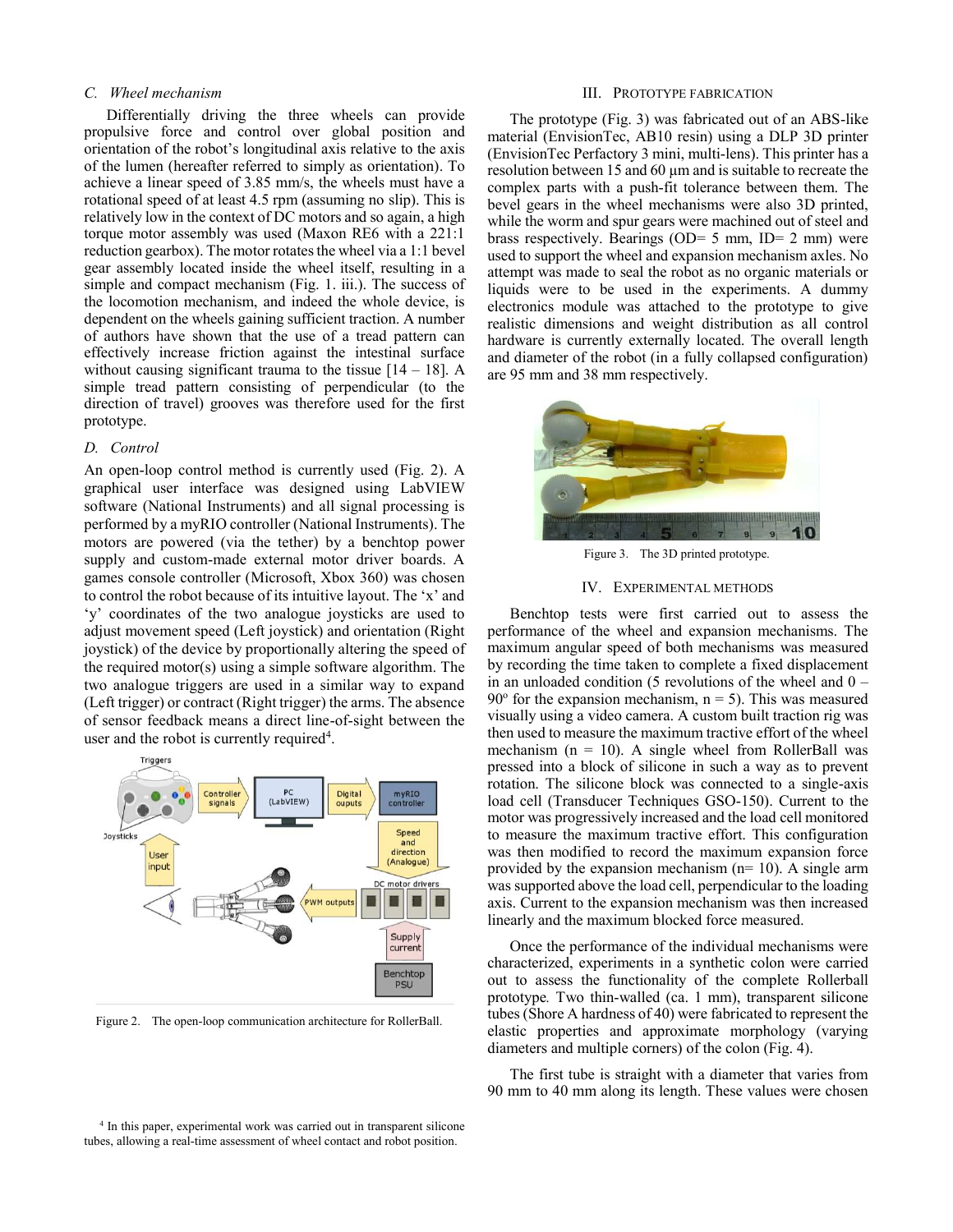### C. Wheel mechanism

Differentially driving the three wheels can provide propulsive force and control over global position and orientation of the robot's longitudinal axis relative to the axis of the lumen (hereafter referred to simply as orientation). To achieve a linear speed of 3.85 mm/s, the wheels must have a rotational speed of at least 4.5 rpm (assuming no slip). This is relatively low in the context of DC motors and so again, a high torque motor assembly was used (Maxon RE6 with a 221:1 reduction gearbox). The motor rotates the wheel via a 1:1 bevel gear assembly located inside the wheel itself, resulting in a simple and compact mechanism (Fig. 1. iii.). The success of the locomotion mechanism, and indeed the whole device, is dependent on the wheels gaining sufficient traction. A number of authors have shown that the use of a tread pattern can effectively increase friction against the intestinal surface without causing significant trauma to the tissue [14 – 18]. A simple tread pattern consisting of perpendicular (to the direction of travel) grooves was therefore used for the first prototype.

### D. Control

An open-loop control method is currently used (Fig. 2). A graphical user interface was designed using LabVIEW software (National Instruments) and all signal processing is performed by a myRIO controller (National Instruments). The motors are powered (via the tether) by a benchtop power supply and custom-made external motor driver boards. A games console controller (Microsoft, Xbox 360) was chosen to control the robot because of its intuitive layout. The 'x' and 'y' coordinates of the two analogue joysticks are used to adjust movement speed (Left joystick) and orientation (Right joystick) of the device by proportionally altering the speed of the required motor(s) using a simple software algorithm. The two analogue triggers are used in a similar way to expand (Left trigger) or contract (Right trigger) the arms. The absence of sensor feedback means a direct line-of-sight between the user and the robot is currently required[4].

Figure 2. The open-loop communication architecture for RollerBall.

## III. Prototype Fabrication

The prototype (Fig. 3) was fabricated out of an ABS-like material (EnvisionTec, AB10 resin) using a DLP 3D printer (EnvisionTec Perfactory 3 mini, multi-lens). This printer has a resolution between 15 and 60 μm and is suitable to recreate the complex parts with a push-fit tolerance between them. The bevel gears in the wheel mechanisms were also 3D printed, while the worm and spur gears were machined out of steel and brass respectively. Bearings (OD= 5 mm, ID= 2 mm) were used to support the wheel and expansion mechanism axles. No attempt was made to seal the robot as no organic materials or liquids were to be used in the experiments. A dummy electronics module was attached to the prototype to give realistic dimensions and weight distribution as all control hardware is currently externally located. The overall length and diameter of the robot (in a fully collapsed configuration) are 95 mm and 38 mm respectively.

Figure 3. The 3D printed prototype.

## IV. Experimental Methods

Benchtop tests were first carried out to assess the performance of the wheel and expansion mechanisms. The maximum angular speed of both mechanisms was measured by recording the time taken to complete a fixed displacement in an unloaded condition (5 revolutions of the wheel and 0 – 90° for the expansion mechanism, n = 5). This was measured visually using a video camera. A custom built traction rig was then used to measure the maximum tractive effort of the wheel mechanism (n = 10). A single wheel from RollerBall was pressed into a block of silicone in such a way as to prevent rotation. The silicone block was connected to a single-axis load cell (Transducer Techniques GSO-150). Current to the motor was progressively increased and the load cell monitored to measure the maximum tractive effort. This configuration was then modified to record the maximum expansion force provided by the expansion mechanism (n= 10). A single arm was supported above the load cell, perpendicular to the loading axis. Current to the expansion mechanism was then increased linearly and the maximum blocked force measured.

Once the performance of the individual mechanisms were characterized, experiments in a synthetic colon were carried out to assess the functionality of the complete Rollerball prototype. Two thin-walled (ca. 1 mm), transparent silicone tubes (Shore A hardness of 40) were fabricated to represent the elastic properties and approximate morphology (varying diameters and multiple corners) of the colon (Fig. 4).

The first tube is straight with a diameter that varies from 90 mm to 40 mm along its length. These values were chosen

[4] In this paper, experimental work was carried out in transparent silicone tubes, allowing a real-time assessment of wheel contact and robot position.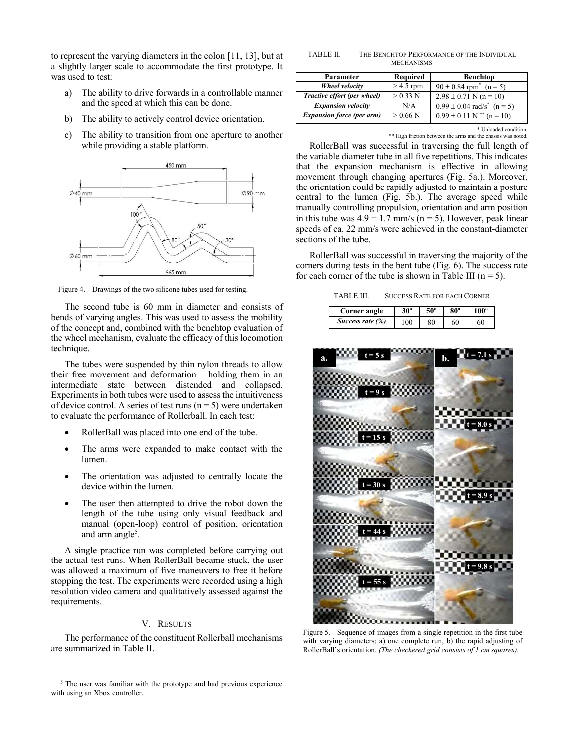to represent the varying diameters in the colon [11, 13], but at a slightly larger scale to accommodate the first prototype. It was used to test:

a) The ability to drive forwards in a controllable manner and the speed at which this can be done.

b) The ability to actively control device orientation.

c) The ability to transition from one aperture to another while providing a stable platform.

Figure 4. Drawings of the two silicone tubes used for testing.

The second tube is 60 mm in diameter and consists of bends of varying angles. This was used to assess the mobility of the concept and, combined with the benchtop evaluation of the wheel mechanism, evaluate the efficacy of this locomotion technique.

The tubes were suspended by thin nylon threads to allow their free movement and deformation – holding them in an intermediate state between distended and collapsed. Experiments in both tubes were used to assess the intuitiveness of device control. A series of test runs (n = 5) were undertaken to evaluate the performance of Rollerball. In each test:

- RollerBall was placed into one end of the tube.
- The arms were expanded to make contact with the lumen.
- The orientation was adjusted to centrally locate the device within the lumen.
- The user then attempted to drive the robot down the length of the tube using only visual feedback and manual (open-loop) control of position, orientation and arm angle[5].

A single practice run was completed before carrying out the actual test runs. When RollerBall became stuck, the user was allowed a maximum of five maneuvers to free it before stopping the test. The experiments were recorded using a high resolution video camera and qualitatively assessed against the requirements.

## V. Results

The performance of the constituent Rollerball mechanisms are summarized in Table II.

[5] The user was familiar with the prototype and had previous experience with using an Xbox controller.

TABLE II. The Benchtop Performance of the Individual Mechanisms

| Parameter | Required | Benchtop |
|---|---|---|
| *Wheel velocity* | > 4.5 rpm | 90 ± 0.84 rpm* (n = 5) |
| *Tractive effort (per wheel)* | > 0.33 N | 2.98 ± 0.71 N (n = 10) |
| *Expansion velocity* | N/A | 0.99 ± 0.04 rad/s* (n = 5) |
| *Expansion force (per arm)* | > 0.66 N | 0.99 ± 0.11 N ** (n = 10) |

\* Unloaded condition.
\*\* High friction between the arms and the chassis was noted.

RollerBall was successful in traversing the full length of the variable diameter tube in all five repetitions. This indicates that the expansion mechanism is effective in allowing movement through changing apertures (Fig. 5a.). Moreover, the orientation could be rapidly adjusted to maintain a posture central to the lumen (Fig. 5b.). The average speed while manually controlling propulsion, orientation and arm position in this tube was 4.9 ± 1.7 mm/s (n = 5). However, peak linear speeds of ca. 22 mm/s were achieved in the constant-diameter sections of the tube.

RollerBall was successful in traversing the majority of the corners during tests in the bent tube (Fig. 6). The success rate for each corner of the tube is shown in Table III (n = 5).

TABLE III. Success Rate for each Corner

| Corner angle | 30º | 50º | 80º | 100º |
|---|---|---|---|---|
| *Success rate (%)* | 100 | 80 | 60 | 60 |

Figure 5. Sequence of images from a single repetition in the first tube with varying diameters; a) one complete run, b) the rapid adjusting of RollerBall's orientation. *(The checkered grid consists of 1 cm squares).*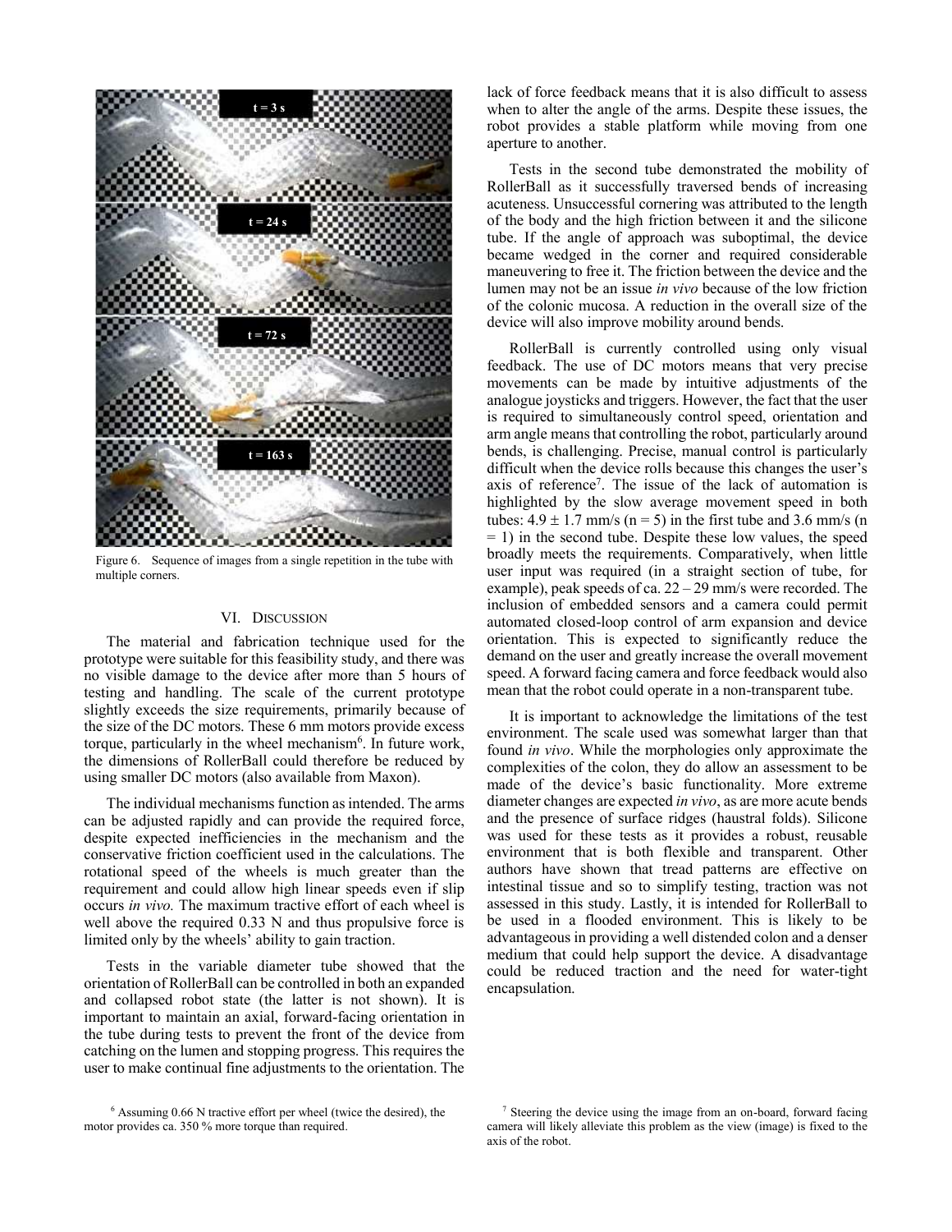Figure 6. Sequence of images from a single repetition in the tube with multiple corners.

## VI. Discussion

The material and fabrication technique used for the prototype were suitable for this feasibility study, and there was no visible damage to the device after more than 5 hours of testing and handling. The scale of the current prototype slightly exceeds the size requirements, primarily because of the size of the DC motors. These 6 mm motors provide excess torque, particularly in the wheel mechanism[6]. In future work, the dimensions of RollerBall could therefore be reduced by using smaller DC motors (also available from Maxon).

The individual mechanisms function as intended. The arms can be adjusted rapidly and can provide the required force, despite expected inefficiencies in the mechanism and the conservative friction coefficient used in the calculations. The rotational speed of the wheels is much greater than the requirement and could allow high linear speeds even if slip occurs *in vivo.* The maximum tractive effort of each wheel is well above the required 0.33 N and thus propulsive force is limited only by the wheels' ability to gain traction.

Tests in the variable diameter tube showed that the orientation of RollerBall can be controlled in both an expanded and collapsed robot state (the latter is not shown). It is important to maintain an axial, forward-facing orientation in the tube during tests to prevent the front of the device from catching on the lumen and stopping progress. This requires the user to make continual fine adjustments to the orientation. The lack of force feedback means that it is also difficult to assess when to alter the angle of the arms. Despite these issues, the robot provides a stable platform while moving from one aperture to another.

Tests in the second tube demonstrated the mobility of RollerBall as it successfully traversed bends of increasing acuteness. Unsuccessful cornering was attributed to the length of the body and the high friction between it and the silicone tube. If the angle of approach was suboptimal, the device became wedged in the corner and required considerable maneuvering to free it. The friction between the device and the lumen may not be an issue *in vivo* because of the low friction of the colonic mucosa. A reduction in the overall size of the device will also improve mobility around bends.

RollerBall is currently controlled using only visual feedback. The use of DC motors means that very precise movements can be made by intuitive adjustments of the analogue joysticks and triggers. However, the fact that the user is required to simultaneously control speed, orientation and arm angle means that controlling the robot, particularly around bends, is challenging. Precise, manual control is particularly difficult when the device rolls because this changes the user's axis of reference[7]. The issue of the lack of automation is highlighted by the slow average movement speed in both tubes: $4.9 \pm 1.7$ mm/s ($n = 5$) in the first tube and 3.6 mm/s ($n = 1$) in the second tube. Despite these low values, the speed broadly meets the requirements. Comparatively, when little user input was required (in a straight section of tube, for example), peak speeds of ca. 22 – 29 mm/s were recorded. The inclusion of embedded sensors and a camera could permit automated closed-loop control of arm expansion and device orientation. This is expected to significantly reduce the demand on the user and greatly increase the overall movement speed. A forward facing camera and force feedback would also mean that the robot could operate in a non-transparent tube.

It is important to acknowledge the limitations of the test environment. The scale used was somewhat larger than that found *in vivo*. While the morphologies only approximate the complexities of the colon, they do allow an assessment to be made of the device's basic functionality. More extreme diameter changes are expected *in vivo*, as are more acute bends and the presence of surface ridges (haustral folds). Silicone was used for these tests as it provides a robust, reusable environment that is both flexible and transparent. Other authors have shown that tread patterns are effective on intestinal tissue and so to simplify testing, traction was not assessed in this study. Lastly, it is intended for RollerBall to be used in a flooded environment. This is likely to be advantageous in providing a well distended colon and a denser medium that could help support the device. A disadvantage could be reduced traction and the need for water-tight encapsulation.

---

[6] Assuming 0.66 N tractive effort per wheel (twice the desired), the motor provides ca. 350 % more torque than required.

[7] Steering the device using the image from an on-board, forward facing camera will likely alleviate this problem as the view (image) is fixed to the axis of the robot.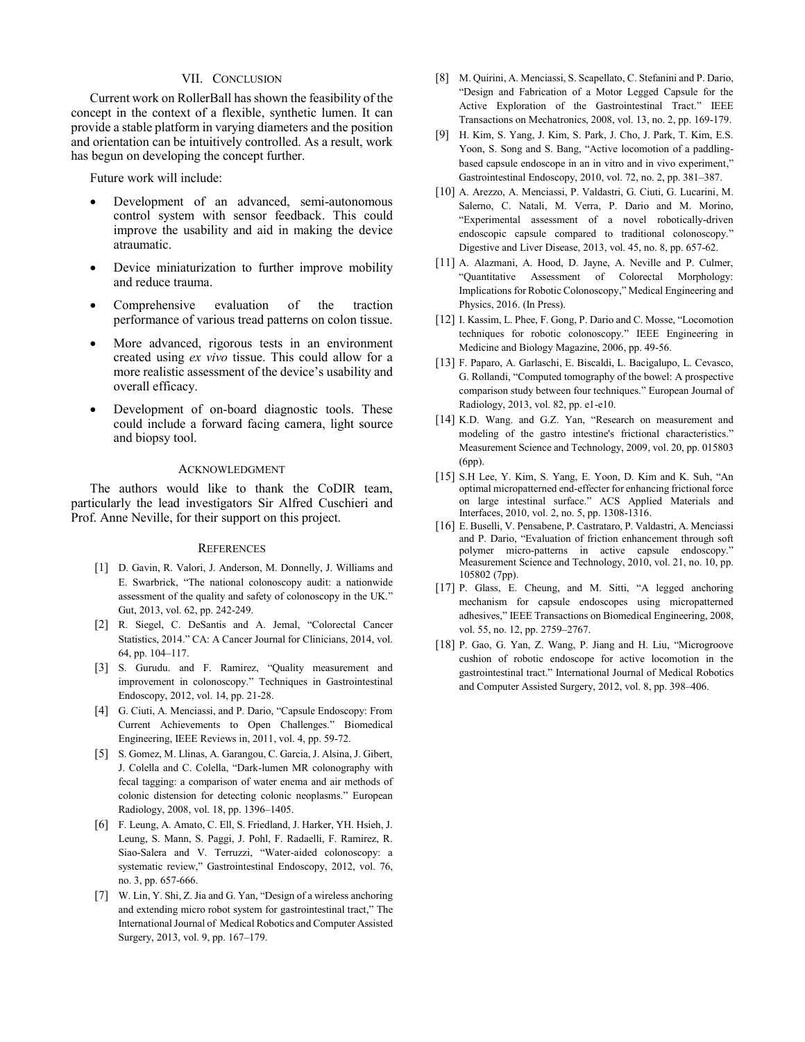## VII. Conclusion

Current work on RollerBall has shown the feasibility of the concept in the context of a flexible, synthetic lumen. It can provide a stable platform in varying diameters and the position and orientation can be intuitively controlled. As a result, work has begun on developing the concept further.

Future work will include:

- Development of an advanced, semi-autonomous control system with sensor feedback. This could improve the usability and aid in making the device atraumatic.
- Device miniaturization to further improve mobility and reduce trauma.
- Comprehensive evaluation of the traction performance of various tread patterns on colon tissue.
- More advanced, rigorous tests in an environment created using *ex vivo* tissue. This could allow for a more realistic assessment of the device's usability and overall efficacy.
- Development of on-board diagnostic tools. These could include a forward facing camera, light source and biopsy tool.

## Acknowledgment

The authors would like to thank the CoDIR team, particularly the lead investigators Sir Alfred Cuschieri and Prof. Anne Neville, for their support on this project.

## References

[1] D. Gavin, R. Valori, J. Anderson, M. Donnelly, J. Williams and E. Swarbrick, "The national colonoscopy audit: a nationwide assessment of the quality and safety of colonoscopy in the UK." Gut, 2013, vol. 62, pp. 242-249.

[2] R. Siegel, C. DeSantis and A. Jemal, "Colorectal Cancer Statistics, 2014." CA: A Cancer Journal for Clinicians, 2014, vol. 64, pp. 104–117.

[3] S. Gurudu. and F. Ramirez, "Quality measurement and improvement in colonoscopy." Techniques in Gastrointestinal Endoscopy, 2012, vol. 14, pp. 21-28.

[4] G. Ciuti, A. Menciassi, and P. Dario, "Capsule Endoscopy: From Current Achievements to Open Challenges." Biomedical Engineering, IEEE Reviews in, 2011, vol. 4, pp. 59-72.

[5] S. Gomez, M. Llinas, A. Garangou, C. Garcia, J. Alsina, J. Gibert, J. Colella and C. Colella, "Dark-lumen MR colonography with fecal tagging: a comparison of water enema and air methods of colonic distension for detecting colonic neoplasms." European Radiology, 2008, vol. 18, pp. 1396–1405.

[6] F. Leung, A. Amato, C. Ell, S. Friedland, J. Harker, YH. Hsieh, J. Leung, S. Mann, S. Paggi, J. Pohl, F. Radaelli, F. Ramirez, R. Siao-Salera and V. Terruzzi, "Water-aided colonoscopy: a systematic review," Gastrointestinal Endoscopy, 2012, vol. 76, no. 3, pp. 657-666.

[7] W. Lin, Y. Shi, Z. Jia and G. Yan, "Design of a wireless anchoring and extending micro robot system for gastrointestinal tract," The International Journal of Medical Robotics and Computer Assisted Surgery, 2013, vol. 9, pp. 167–179.

[8] M. Quirini, A. Menciassi, S. Scapellato, C. Stefanini and P. Dario, "Design and Fabrication of a Motor Legged Capsule for the Active Exploration of the Gastrointestinal Tract." IEEE Transactions on Mechatronics, 2008, vol. 13, no. 2, pp. 169-179.

[9] H. Kim, S. Yang, J. Kim, S. Park, J. Cho, J. Park, T. Kim, E.S. Yoon, S. Song and S. Bang, "Active locomotion of a paddling-based capsule endoscope in an in vitro and in vivo experiment," Gastrointestinal Endoscopy, 2010, vol. 72, no. 2, pp. 381–387.

[10] A. Arezzo, A. Menciassi, P. Valdastri, G. Ciuti, G. Lucarini, M. Salerno, C. Natali, M. Verra, P. Dario and M. Morino, "Experimental assessment of a novel robotically-driven endoscopic capsule compared to traditional colonoscopy." Digestive and Liver Disease, 2013, vol. 45, no. 8, pp. 657-62.

[11] A. Alazmani, A. Hood, D. Jayne, A. Neville and P. Culmer, "Quantitative Assessment of Colorectal Morphology: Implications for Robotic Colonoscopy," Medical Engineering and Physics, 2016. (In Press).

[12] I. Kassim, L. Phee, F. Gong, P. Dario and C. Mosse, "Locomotion techniques for robotic colonoscopy." IEEE Engineering in Medicine and Biology Magazine, 2006, pp. 49-56.

[13] F. Paparo, A. Garlaschi, E. Biscaldi, L. Bacigalupo, L. Cevasco, G. Rollandi, "Computed tomography of the bowel: A prospective comparison study between four techniques." European Journal of Radiology, 2013, vol. 82, pp. e1-e10.

[14] K.D. Wang. and G.Z. Yan, "Research on measurement and modeling of the gastro intestine's frictional characteristics." Measurement Science and Technology, 2009, vol. 20, pp. 015803 (6pp).

[15] S.H Lee, Y. Kim, S. Yang, E. Yoon, D. Kim and K. Suh, "An optimal micropatterned end-effecter for enhancing frictional force on large intestinal surface." ACS Applied Materials and Interfaces, 2010, vol. 2, no. 5, pp. 1308-1316.

[16] E. Buselli, V. Pensabene, P. Castrataro, P. Valdastri, A. Menciassi and P. Dario, "Evaluation of friction enhancement through soft polymer micro-patterns in active capsule endoscopy." Measurement Science and Technology, 2010, vol. 21, no. 10, pp. 105802 (7pp).

[17] P. Glass, E. Cheung, and M. Sitti, "A legged anchoring mechanism for capsule endoscopes using micropatterned adhesives," IEEE Transactions on Biomedical Engineering, 2008, vol. 55, no. 12, pp. 2759–2767.

[18] P. Gao, G. Yan, Z. Wang, P. Jiang and H. Liu, "Microgroove cushion of robotic endoscope for active locomotion in the gastrointestinal tract." International Journal of Medical Robotics and Computer Assisted Surgery, 2012, vol. 8, pp. 398–406.